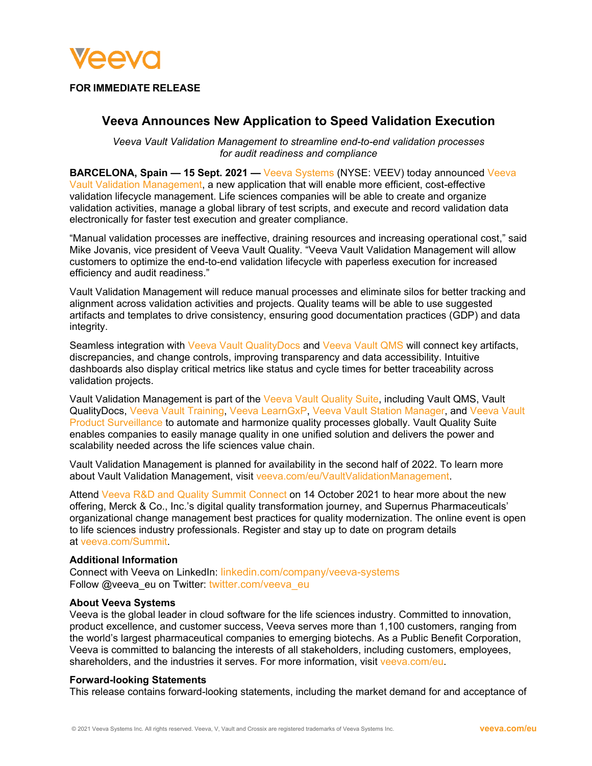Veeva

**FOR IMMEDIATE RELEASE**

# Veeva Announces New Application to Speed Validation Execution

*Veeva Vault Validation Management to streamline end-to-end validation processes for audit readiness and compliance*

**BARCELONA, Spain — 15 Sept. 2021 —** Veeva Systems (NYSE: VEEV) today announced Veeva Vault Validation Management, a new application that will enable more efficient, cost-effective validation lifecycle management. Life sciences companies will be able to create and organize validation activities, manage a global library of test scripts, and execute and record validation data electronically for faster test execution and greater compliance.

"Manual validation processes are ineffective, draining resources and increasing operational cost," said Mike Jovanis, vice president of Veeva Vault Quality. "Veeva Vault Validation Management will allow customers to optimize the end-to-end validation lifecycle with paperless execution for increased efficiency and audit readiness."

Vault Validation Management will reduce manual processes and eliminate silos for better tracking and alignment across validation activities and projects. Quality teams will be able to use suggested artifacts and templates to drive consistency, ensuring good documentation practices (GDP) and data integrity.

Seamless integration with Veeva Vault QualityDocs and Veeva Vault QMS will connect key artifacts, discrepancies, and change controls, improving transparency and data accessibility. Intuitive dashboards also display critical metrics like status and cycle times for better traceability across validation projects.

Vault Validation Management is part of the Veeva Vault Quality Suite, including Vault QMS, Vault QualityDocs, Veeva Vault Training, Veeva LearnGxP, Veeva Vault Station Manager, and Veeva Vault Product Surveillance to automate and harmonize quality processes globally. Vault Quality Suite enables companies to easily manage quality in one unified solution and delivers the power and scalability needed across the life sciences value chain.

Vault Validation Management is planned for availability in the second half of 2022. To learn more about Vault Validation Management, visit veeva.com/eu/VaultValidationManagement.

Attend Veeva R&D and Quality Summit Connect on 14 October 2021 to hear more about the new offering, Merck & Co., Inc.'s digital quality transformation journey, and Supernus Pharmaceuticals' organizational change management best practices for quality modernization. The online event is open to life sciences industry professionals. Register and stay up to date on program details at veeva.com/Summit.

### Additional Information

Connect with Veeva on LinkedIn: linkedin.com/company/veeva-systems
Follow @veeva_eu on Twitter: twitter.com/veeva_eu

### About Veeva Systems

Veeva is the global leader in cloud software for the life sciences industry. Committed to innovation, product excellence, and customer success, Veeva serves more than 1,100 customers, ranging from the world's largest pharmaceutical companies to emerging biotechs. As a Public Benefit Corporation, Veeva is committed to balancing the interests of all stakeholders, including customers, employees, shareholders, and the industries it serves. For more information, visit veeva.com/eu.

### Forward-looking Statements

This release contains forward-looking statements, including the market demand for and acceptance of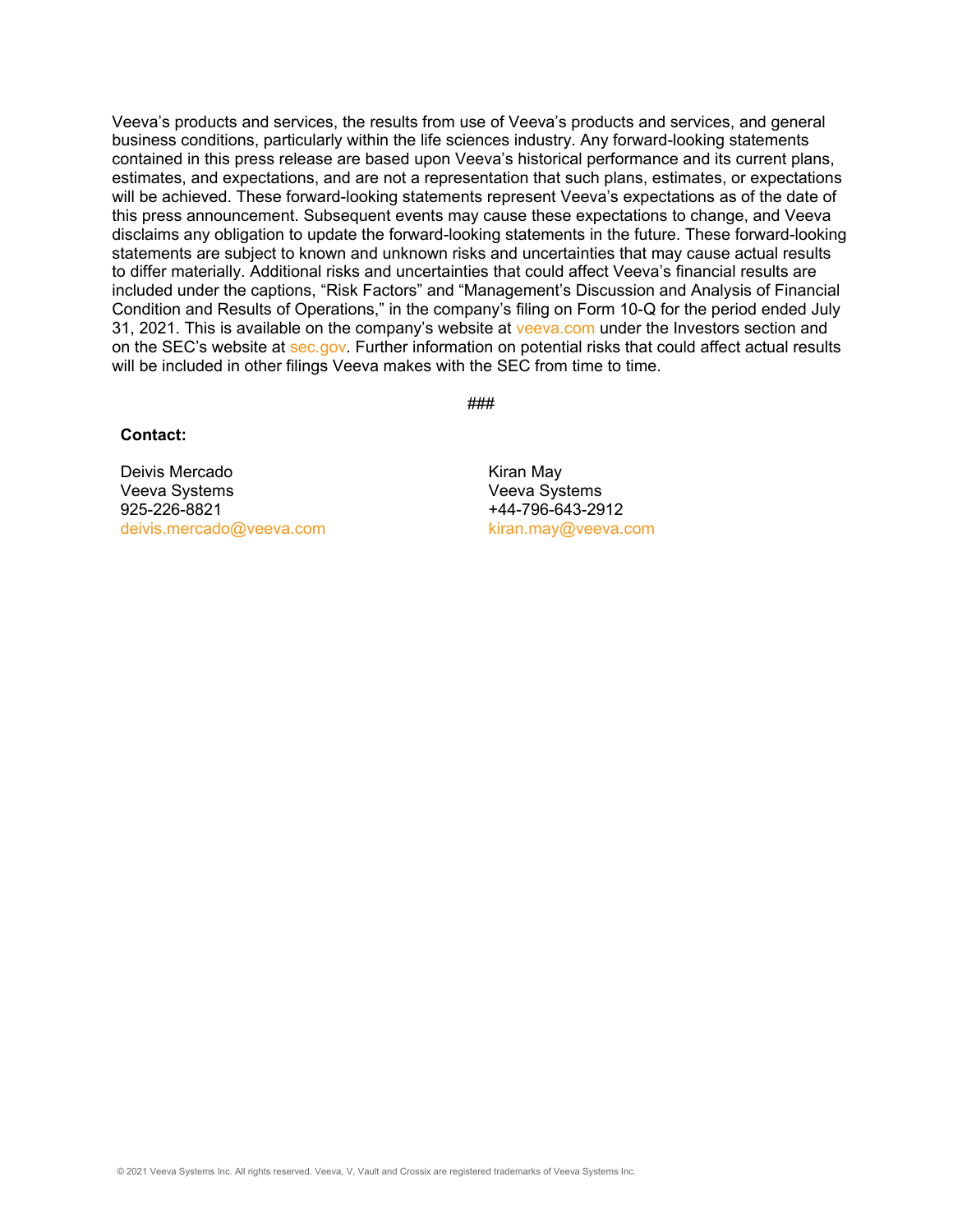Veeva's products and services, the results from use of Veeva's products and services, and general business conditions, particularly within the life sciences industry. Any forward-looking statements contained in this press release are based upon Veeva's historical performance and its current plans, estimates, and expectations, and are not a representation that such plans, estimates, or expectations will be achieved. These forward-looking statements represent Veeva's expectations as of the date of this press announcement. Subsequent events may cause these expectations to change, and Veeva disclaims any obligation to update the forward-looking statements in the future. These forward-looking statements are subject to known and unknown risks and uncertainties that may cause actual results to differ materially. Additional risks and uncertainties that could affect Veeva's financial results are included under the captions, "Risk Factors" and "Management's Discussion and Analysis of Financial Condition and Results of Operations," in the company's filing on Form 10-Q for the period ended July 31, 2021. This is available on the company's website at veeva.com under the Investors section and on the SEC's website at sec.gov. Further information on potential risks that could affect actual results will be included in other filings Veeva makes with the SEC from time to time.

###

**Contact:**

Deivis Mercado
Veeva Systems
925-226-8821
deivis.mercado@veeva.com

Kiran May
Veeva Systems
+44-796-643-2912
kiran.may@veeva.com

© 2021 Veeva Systems Inc. All rights reserved. Veeva, V, Vault and Crossix are registered trademarks of Veeva Systems Inc.